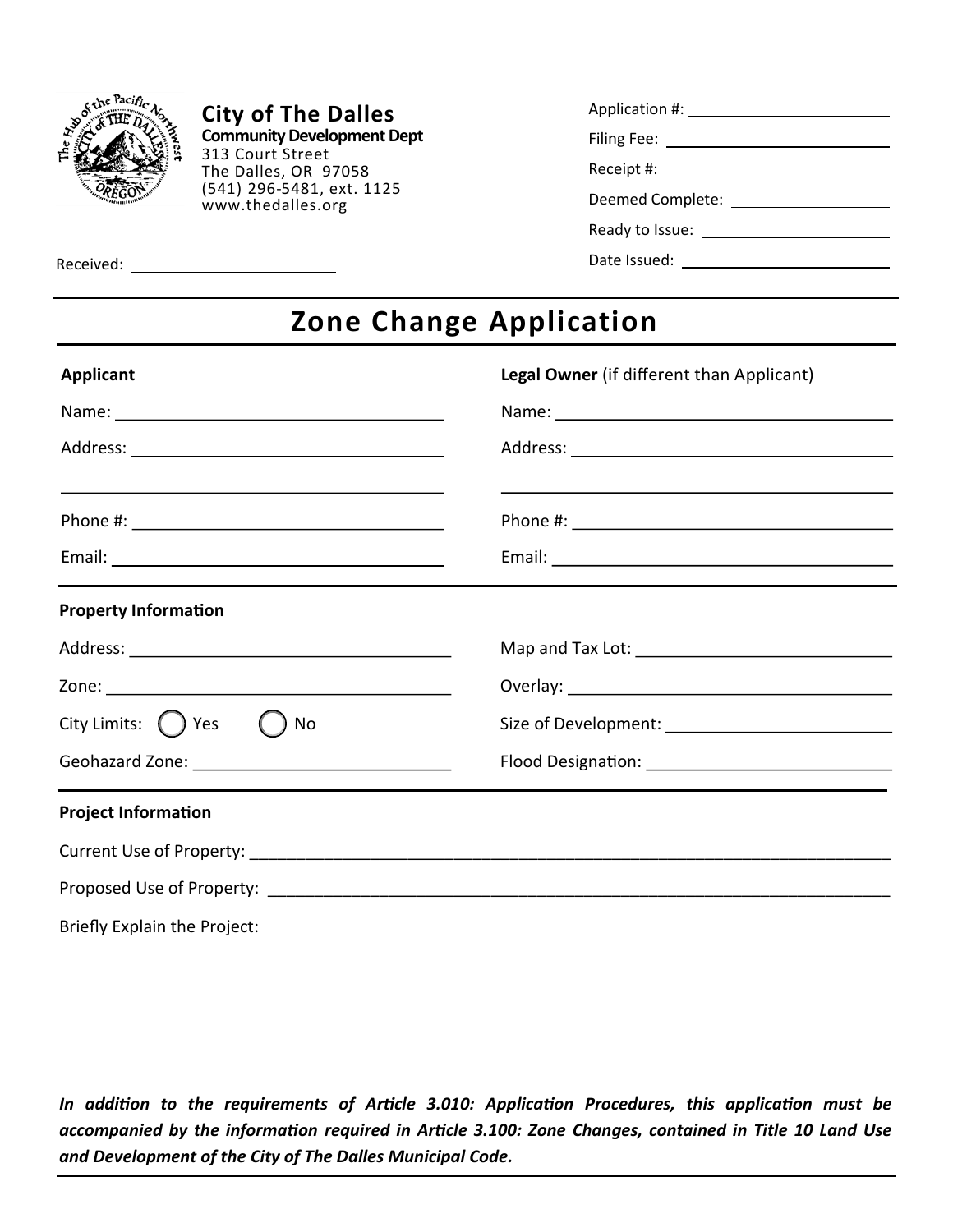**City of The Dalles**
**Community Development Dept**
313 Court Street
The Dalles, OR 97058
(541) 296-5481, ext. 1125
www.thedalles.org

Application #: ____________
Filing Fee: ____________
Receipt #: ____________
Deemed Complete: ____________
Ready to Issue: ____________
Date Issued: ____________

Received: ____________

# Zone Change Application

**Applicant**

Name: ____________

Address: ____________

____________

Phone #: ____________

Email: ____________

**Legal Owner** (if different than Applicant)

Name: ____________

Address: ____________

____________

Phone #: ____________

Email: ____________

**Property Information**

Address: ____________

Map and Tax Lot: ____________

Zone: ____________

Overlay: ____________

City Limits: ◯ Yes ◯ No

Size of Development: ____________

Geohazard Zone: ____________

Flood Designation: ____________

**Project Information**

Current Use of Property: ____________

Proposed Use of Property: ____________

Briefly Explain the Project:

***In addition to the requirements of Article 3.010: Application Procedures, this application must be accompanied by the information required in Article 3.100: Zone Changes, contained in Title 10 Land Use and Development of the City of The Dalles Municipal Code.***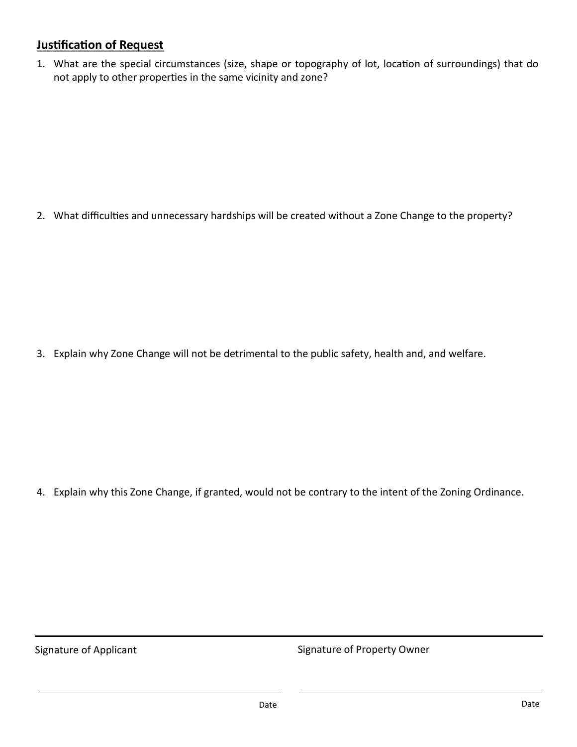## Justification of Request

1. What are the special circumstances (size, shape or topography of lot, location of surroundings) that do not apply to other properties in the same vicinity and zone?

2. What difficulties and unnecessary hardships will be created without a Zone Change to the property?

3. Explain why Zone Change will not be detrimental to the public safety, health and, and welfare.

4. Explain why this Zone Change, if granted, would not be contrary to the intent of the Zoning Ordinance.

Signature of Applicant

Date

Signature of Property Owner

Date